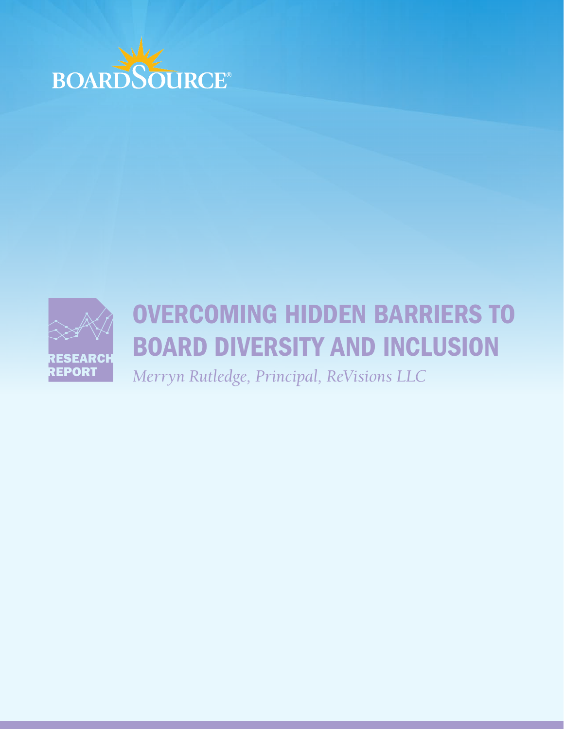BOARDSOURCE®

RESEARCH REPORT

# OVERCOMING HIDDEN BARRIERS TO BOARD DIVERSITY AND INCLUSION

*Merryn Rutledge, Principal, ReVisions LLC*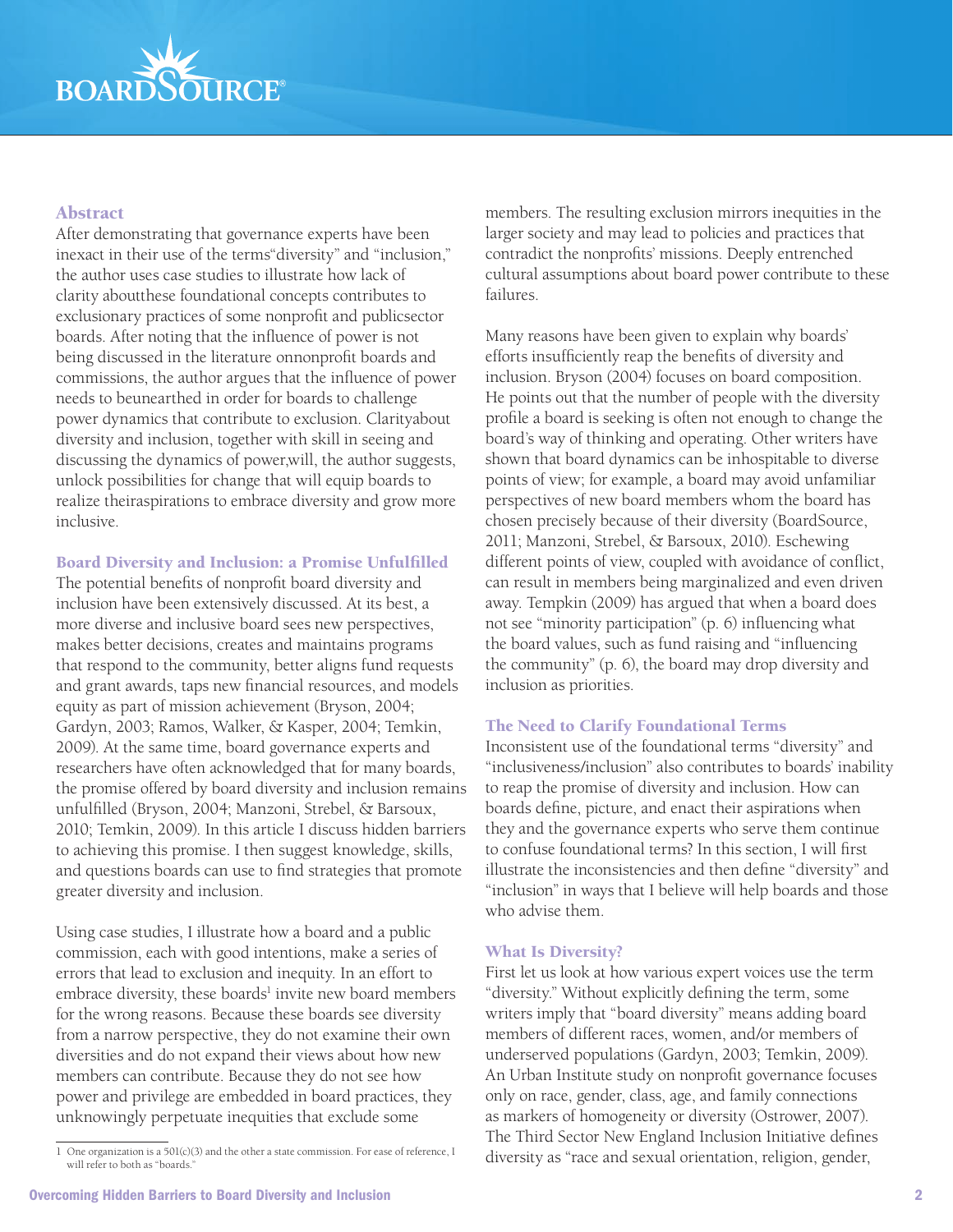## Abstract

After demonstrating that governance experts have been inexact in their use of the terms"diversity" and "inclusion," the author uses case studies to illustrate how lack of clarity aboutthese foundational concepts contributes to exclusionary practices of some nonprofit and publicsector boards. After noting that the influence of power is not being discussed in the literature onnonprofit boards and commissions, the author argues that the influence of power needs to beunearthed in order for boards to challenge power dynamics that contribute to exclusion. Clarityabout diversity and inclusion, together with skill in seeing and discussing the dynamics of power,will, the author suggests, unlock possibilities for change that will equip boards to realize theiraspirations to embrace diversity and grow more inclusive.

## Board Diversity and Inclusion: a Promise Unfulfilled

The potential benefits of nonprofit board diversity and inclusion have been extensively discussed. At its best, a more diverse and inclusive board sees new perspectives, makes better decisions, creates and maintains programs that respond to the community, better aligns fund requests and grant awards, taps new financial resources, and models equity as part of mission achievement (Bryson, 2004; Gardyn, 2003; Ramos, Walker, & Kasper, 2004; Temkin, 2009). At the same time, board governance experts and researchers have often acknowledged that for many boards, the promise offered by board diversity and inclusion remains unfulfilled (Bryson, 2004; Manzoni, Strebel, & Barsoux, 2010; Temkin, 2009). In this article I discuss hidden barriers to achieving this promise. I then suggest knowledge, skills, and questions boards can use to find strategies that promote greater diversity and inclusion.

Using case studies, I illustrate how a board and a public commission, each with good intentions, make a series of errors that lead to exclusion and inequity. In an effort to embrace diversity, these boards[1] invite new board members for the wrong reasons. Because these boards see diversity from a narrow perspective, they do not examine their own diversities and do not expand their views about how new members can contribute. Because they do not see how power and privilege are embedded in board practices, they unknowingly perpetuate inequities that exclude some members. The resulting exclusion mirrors inequities in the larger society and may lead to policies and practices that contradict the nonprofits' missions. Deeply entrenched cultural assumptions about board power contribute to these failures.

Many reasons have been given to explain why boards' efforts insufficiently reap the benefits of diversity and inclusion. Bryson (2004) focuses on board composition. He points out that the number of people with the diversity profile a board is seeking is often not enough to change the board's way of thinking and operating. Other writers have shown that board dynamics can be inhospitable to diverse points of view; for example, a board may avoid unfamiliar perspectives of new board members whom the board has chosen precisely because of their diversity (BoardSource, 2011; Manzoni, Strebel, & Barsoux, 2010). Eschewing different points of view, coupled with avoidance of conflict, can result in members being marginalized and even driven away. Tempkin (2009) has argued that when a board does not see "minority participation" (p. 6) influencing what the board values, such as fund raising and "influencing the community" (p. 6), the board may drop diversity and inclusion as priorities.

## The Need to Clarify Foundational Terms

Inconsistent use of the foundational terms "diversity" and "inclusiveness/inclusion" also contributes to boards' inability to reap the promise of diversity and inclusion. How can boards define, picture, and enact their aspirations when they and the governance experts who serve them continue to confuse foundational terms? In this section, I will first illustrate the inconsistencies and then define "diversity" and "inclusion" in ways that I believe will help boards and those who advise them.

### What Is Diversity?

First let us look at how various expert voices use the term "diversity." Without explicitly defining the term, some writers imply that "board diversity" means adding board members of different races, women, and/or members of underserved populations (Gardyn, 2003; Temkin, 2009). An Urban Institute study on nonprofit governance focuses only on race, gender, class, age, and family connections as markers of homogeneity or diversity (Ostrower, 2007). The Third Sector New England Inclusion Initiative defines diversity as "race and sexual orientation, religion, gender,

[1] One organization is a 501(c)(3) and the other a state commission. For ease of reference, I will refer to both as "boards."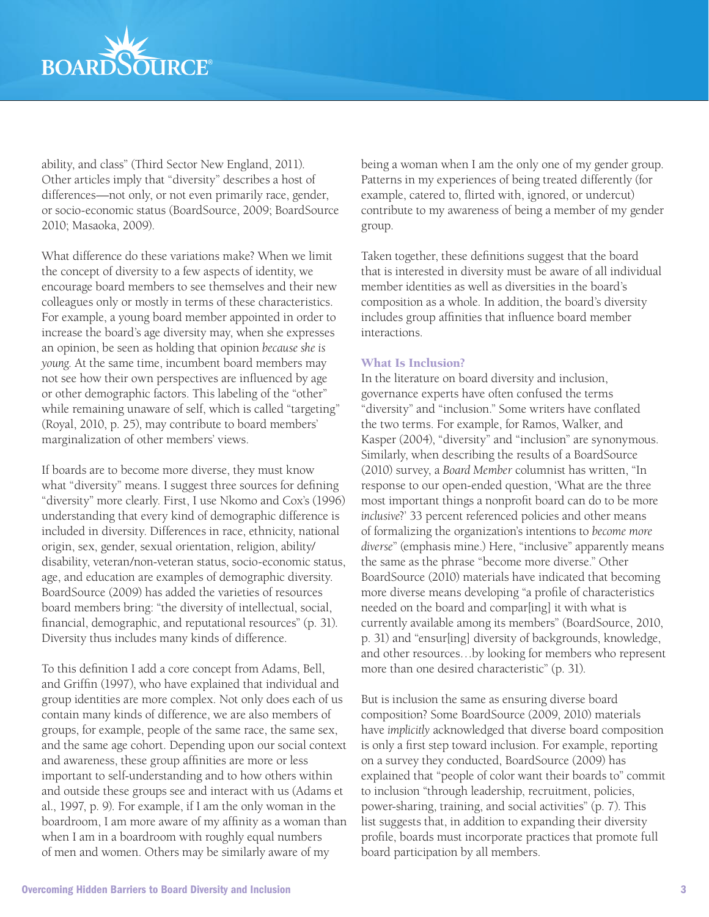ability, and class" (Third Sector New England, 2011). Other articles imply that "diversity" describes a host of differences—not only, or not even primarily race, gender, or socio-economic status (BoardSource, 2009; BoardSource 2010; Masaoka, 2009).

What difference do these variations make? When we limit the concept of diversity to a few aspects of identity, we encourage board members to see themselves and their new colleagues only or mostly in terms of these characteristics. For example, a young board member appointed in order to increase the board's age diversity may, when she expresses an opinion, be seen as holding that opinion *because she is young*. At the same time, incumbent board members may not see how their own perspectives are influenced by age or other demographic factors. This labeling of the "other" while remaining unaware of self, which is called "targeting" (Royal, 2010, p. 25), may contribute to board members' marginalization of other members' views.

If boards are to become more diverse, they must know what "diversity" means. I suggest three sources for defining "diversity" more clearly. First, I use Nkomo and Cox's (1996) understanding that every kind of demographic difference is included in diversity. Differences in race, ethnicity, national origin, sex, gender, sexual orientation, religion, ability/disability, veteran/non-veteran status, socio-economic status, age, and education are examples of demographic diversity. BoardSource (2009) has added the varieties of resources board members bring: "the diversity of intellectual, social, financial, demographic, and reputational resources" (p. 31). Diversity thus includes many kinds of difference.

To this definition I add a core concept from Adams, Bell, and Griffin (1997), who have explained that individual and group identities are more complex. Not only does each of us contain many kinds of difference, we are also members of groups, for example, people of the same race, the same sex, and the same age cohort. Depending upon our social context and awareness, these group affinities are more or less important to self-understanding and to how others within and outside these groups see and interact with us (Adams et al., 1997, p. 9). For example, if I am the only woman in the boardroom, I am more aware of my affinity as a woman than when I am in a boardroom with roughly equal numbers of men and women. Others may be similarly aware of my being a woman when I am the only one of my gender group. Patterns in my experiences of being treated differently (for example, catered to, flirted with, ignored, or undercut) contribute to my awareness of being a member of my gender group.

Taken together, these definitions suggest that the board that is interested in diversity must be aware of all individual member identities as well as diversities in the board's composition as a whole. In addition, the board's diversity includes group affinities that influence board member interactions.

### What Is Inclusion?

In the literature on board diversity and inclusion, governance experts have often confused the terms "diversity" and "inclusion." Some writers have conflated the two terms. For example, for Ramos, Walker, and Kasper (2004), "diversity" and "inclusion" are synonymous. Similarly, when describing the results of a BoardSource (2010) survey, a *Board Member* columnist has written, "In response to our open-ended question, 'What are the three most important things a nonprofit board can do to be more *inclusive*?' 33 percent referenced policies and other means of formalizing the organization's intentions to *become more diverse*" (emphasis mine.) Here, "inclusive" apparently means the same as the phrase "become more diverse." Other BoardSource (2010) materials have indicated that becoming more diverse means developing "a profile of characteristics needed on the board and compar[ing] it with what is currently available among its members" (BoardSource, 2010, p. 31) and "ensur[ing] diversity of backgrounds, knowledge, and other resources…by looking for members who represent more than one desired characteristic" (p. 31).

But is inclusion the same as ensuring diverse board composition? Some BoardSource (2009, 2010) materials have *implicitly* acknowledged that diverse board composition is only a first step toward inclusion. For example, reporting on a survey they conducted, BoardSource (2009) has explained that "people of color want their boards to" commit to inclusion "through leadership, recruitment, policies, power-sharing, training, and social activities" (p. 7). This list suggests that, in addition to expanding their diversity profile, boards must incorporate practices that promote full board participation by all members.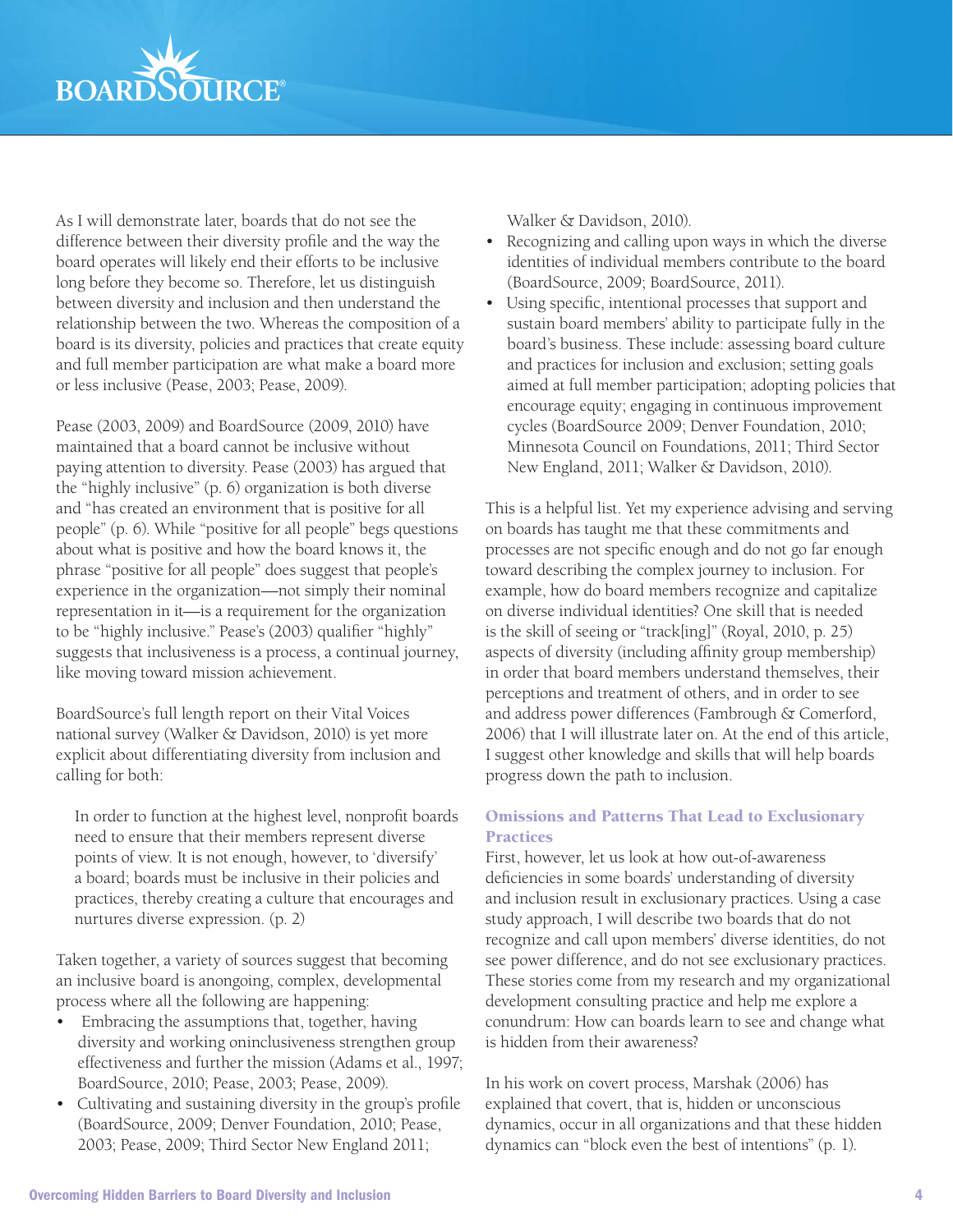As I will demonstrate later, boards that do not see the difference between their diversity profile and the way the board operates will likely end their efforts to be inclusive long before they become so. Therefore, let us distinguish between diversity and inclusion and then understand the relationship between the two. Whereas the composition of a board is its diversity, policies and practices that create equity and full member participation are what make a board more or less inclusive (Pease, 2003; Pease, 2009).

Pease (2003, 2009) and BoardSource (2009, 2010) have maintained that a board cannot be inclusive without paying attention to diversity. Pease (2003) has argued that the "highly inclusive" (p. 6) organization is both diverse and "has created an environment that is positive for all people" (p. 6). While "positive for all people" begs questions about what is positive and how the board knows it, the phrase "positive for all people" does suggest that people's experience in the organization—not simply their nominal representation in it—is a requirement for the organization to be "highly inclusive." Pease's (2003) qualifier "highly" suggests that inclusiveness is a process, a continual journey, like moving toward mission achievement.

BoardSource's full length report on their Vital Voices national survey (Walker & Davidson, 2010) is yet more explicit about differentiating diversity from inclusion and calling for both:

> In order to function at the highest level, nonprofit boards need to ensure that their members represent diverse points of view. It is not enough, however, to 'diversify' a board; boards must be inclusive in their policies and practices, thereby creating a culture that encourages and nurtures diverse expression. (p. 2)

Taken together, a variety of sources suggest that becoming an inclusive board is anongoing, complex, developmental process where all the following are happening:

- Embracing the assumptions that, together, having diversity and working oninclusiveness strengthen group effectiveness and further the mission (Adams et al., 1997; BoardSource, 2010; Pease, 2003; Pease, 2009).
- Cultivating and sustaining diversity in the group's profile (BoardSource, 2009; Denver Foundation, 2010; Pease, 2003; Pease, 2009; Third Sector New England 2011; Walker & Davidson, 2010).
- Recognizing and calling upon ways in which the diverse identities of individual members contribute to the board (BoardSource, 2009; BoardSource, 2011).
- Using specific, intentional processes that support and sustain board members' ability to participate fully in the board's business. These include: assessing board culture and practices for inclusion and exclusion; setting goals aimed at full member participation; adopting policies that encourage equity; engaging in continuous improvement cycles (BoardSource 2009; Denver Foundation, 2010; Minnesota Council on Foundations, 2011; Third Sector New England, 2011; Walker & Davidson, 2010).

This is a helpful list. Yet my experience advising and serving on boards has taught me that these commitments and processes are not specific enough and do not go far enough toward describing the complex journey to inclusion. For example, how do board members recognize and capitalize on diverse individual identities? One skill that is needed is the skill of seeing or "track[ing]" (Royal, 2010, p. 25) aspects of diversity (including affinity group membership) in order that board members understand themselves, their perceptions and treatment of others, and in order to see and address power differences (Fambrough & Comerford, 2006) that I will illustrate later on. At the end of this article, I suggest other knowledge and skills that will help boards progress down the path to inclusion.

## Omissions and Patterns That Lead to Exclusionary Practices

First, however, let us look at how out-of-awareness deficiencies in some boards' understanding of diversity and inclusion result in exclusionary practices. Using a case study approach, I will describe two boards that do not recognize and call upon members' diverse identities, do not see power difference, and do not see exclusionary practices. These stories come from my research and my organizational development consulting practice and help me explore a conundrum: How can boards learn to see and change what is hidden from their awareness?

In his work on covert process, Marshak (2006) has explained that covert, that is, hidden or unconscious dynamics, occur in all organizations and that these hidden dynamics can "block even the best of intentions" (p. 1).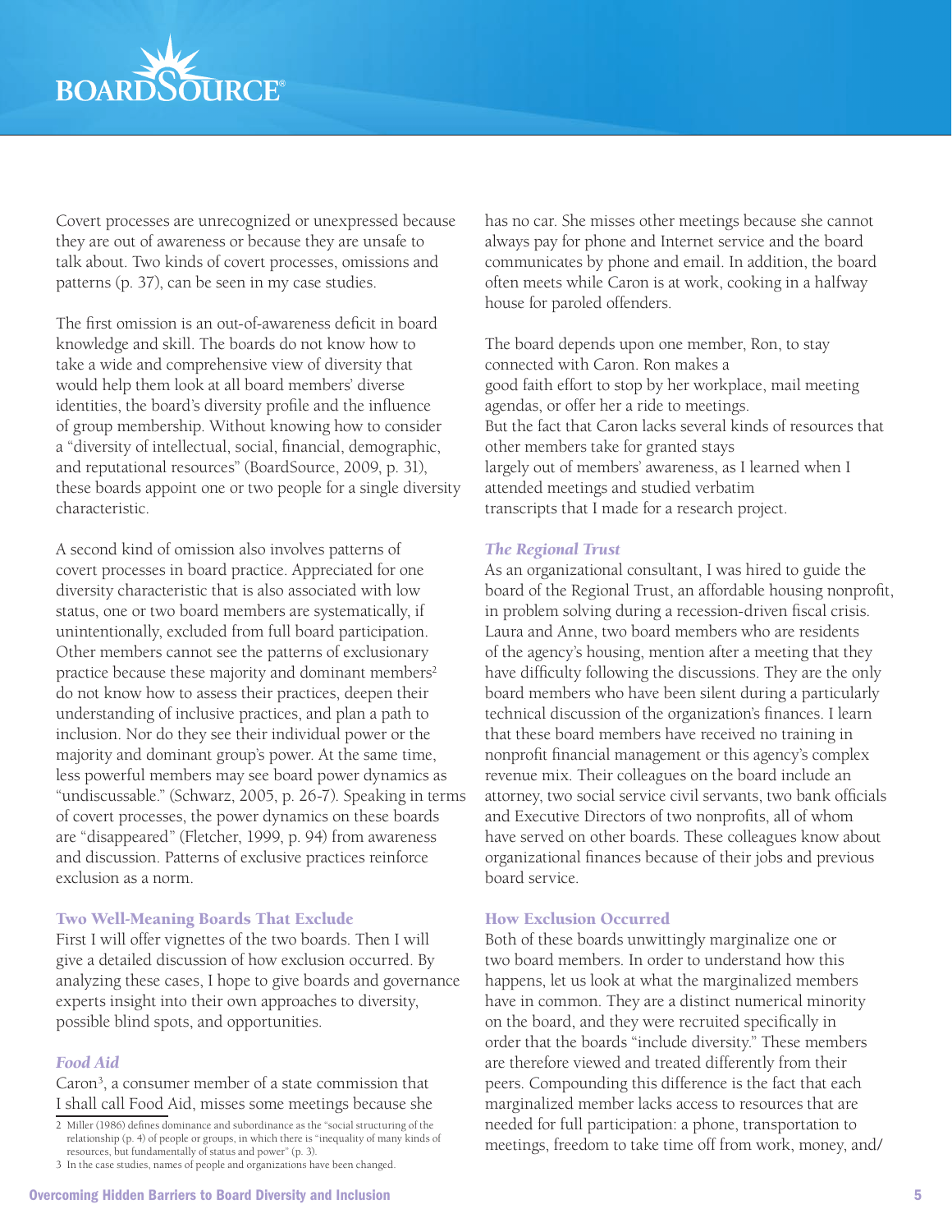Covert processes are unrecognized or unexpressed because they are out of awareness or because they are unsafe to talk about. Two kinds of covert processes, omissions and patterns (p. 37), can be seen in my case studies.

The first omission is an out-of-awareness deficit in board knowledge and skill. The boards do not know how to take a wide and comprehensive view of diversity that would help them look at all board members' diverse identities, the board's diversity profile and the influence of group membership. Without knowing how to consider a "diversity of intellectual, social, financial, demographic, and reputational resources" (BoardSource, 2009, p. 31), these boards appoint one or two people for a single diversity characteristic.

A second kind of omission also involves patterns of covert processes in board practice. Appreciated for one diversity characteristic that is also associated with low status, one or two board members are systematically, if unintentionally, excluded from full board participation. Other members cannot see the patterns of exclusionary practice because these majority and dominant members[2] do not know how to assess their practices, deepen their understanding of inclusive practices, and plan a path to inclusion. Nor do they see their individual power or the majority and dominant group's power. At the same time, less powerful members may see board power dynamics as "undiscussable." (Schwarz, 2005, p. 26-7). Speaking in terms of covert processes, the power dynamics on these boards are "disappeared" (Fletcher, 1999, p. 94) from awareness and discussion. Patterns of exclusive practices reinforce exclusion as a norm.

## Two Well-Meaning Boards That Exclude

First I will offer vignettes of the two boards. Then I will give a detailed discussion of how exclusion occurred. By analyzing these cases, I hope to give boards and governance experts insight into their own approaches to diversity, possible blind spots, and opportunities.

### *Food Aid*

Caron[3], a consumer member of a state commission that I shall call Food Aid, misses some meetings because she has no car. She misses other meetings because she cannot always pay for phone and Internet service and the board communicates by phone and email. In addition, the board often meets while Caron is at work, cooking in a halfway house for paroled offenders.

The board depends upon one member, Ron, to stay connected with Caron. Ron makes a good faith effort to stop by her workplace, mail meeting agendas, or offer her a ride to meetings. But the fact that Caron lacks several kinds of resources that other members take for granted stays largely out of members' awareness, as I learned when I attended meetings and studied verbatim transcripts that I made for a research project.

### *The Regional Trust*

As an organizational consultant, I was hired to guide the board of the Regional Trust, an affordable housing nonprofit, in problem solving during a recession-driven fiscal crisis. Laura and Anne, two board members who are residents of the agency's housing, mention after a meeting that they have difficulty following the discussions. They are the only board members who have been silent during a particularly technical discussion of the organization's finances. I learn that these board members have received no training in nonprofit financial management or this agency's complex revenue mix. Their colleagues on the board include an attorney, two social service civil servants, two bank officials and Executive Directors of two nonprofits, all of whom have served on other boards. These colleagues know about organizational finances because of their jobs and previous board service.

## How Exclusion Occurred

Both of these boards unwittingly marginalize one or two board members. In order to understand how this happens, let us look at what the marginalized members have in common. They are a distinct numerical minority on the board, and they were recruited specifically in order that the boards "include diversity." These members are therefore viewed and treated differently from their peers. Compounding this difference is the fact that each marginalized member lacks access to resources that are needed for full participation: a phone, transportation to meetings, freedom to take time off from work, money, and/

---

2 Miller (1986) defines dominance and subordinance as the "social structuring of the relationship (p. 4) of people or groups, in which there is "inequality of many kinds of resources, but fundamentally of status and power" (p. 3).

3 In the case studies, names of people and organizations have been changed.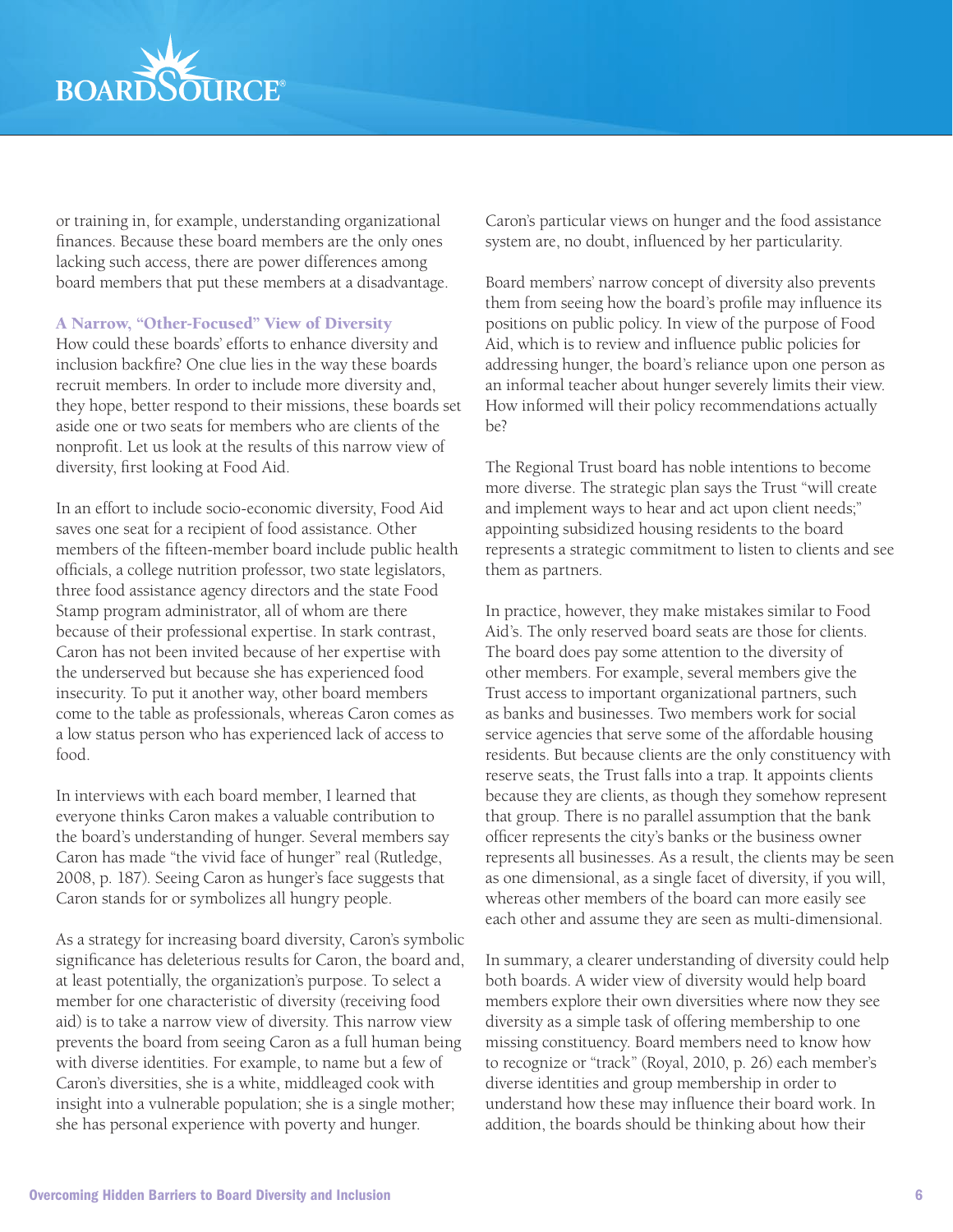or training in, for example, understanding organizational finances. Because these board members are the only ones lacking such access, there are power differences among board members that put these members at a disadvantage.

### A Narrow, "Other-Focused" View of Diversity

How could these boards' efforts to enhance diversity and inclusion backfire? One clue lies in the way these boards recruit members. In order to include more diversity and, they hope, better respond to their missions, these boards set aside one or two seats for members who are clients of the nonprofit. Let us look at the results of this narrow view of diversity, first looking at Food Aid.

In an effort to include socio-economic diversity, Food Aid saves one seat for a recipient of food assistance. Other members of the fifteen-member board include public health officials, a college nutrition professor, two state legislators, three food assistance agency directors and the state Food Stamp program administrator, all of whom are there because of their professional expertise. In stark contrast, Caron has not been invited because of her expertise with the underserved but because she has experienced food insecurity. To put it another way, other board members come to the table as professionals, whereas Caron comes as a low status person who has experienced lack of access to food.

In interviews with each board member, I learned that everyone thinks Caron makes a valuable contribution to the board's understanding of hunger. Several members say Caron has made "the vivid face of hunger" real (Rutledge, 2008, p. 187). Seeing Caron as hunger's face suggests that Caron stands for or symbolizes all hungry people.

As a strategy for increasing board diversity, Caron's symbolic significance has deleterious results for Caron, the board and, at least potentially, the organization's purpose. To select a member for one characteristic of diversity (receiving food aid) is to take a narrow view of diversity. This narrow view prevents the board from seeing Caron as a full human being with diverse identities. For example, to name but a few of Caron's diversities, she is a white, middleaged cook with insight into a vulnerable population; she is a single mother; she has personal experience with poverty and hunger. Caron's particular views on hunger and the food assistance system are, no doubt, influenced by her particularity.

Board members' narrow concept of diversity also prevents them from seeing how the board's profile may influence its positions on public policy. In view of the purpose of Food Aid, which is to review and influence public policies for addressing hunger, the board's reliance upon one person as an informal teacher about hunger severely limits their view. How informed will their policy recommendations actually be?

The Regional Trust board has noble intentions to become more diverse. The strategic plan says the Trust "will create and implement ways to hear and act upon client needs;" appointing subsidized housing residents to the board represents a strategic commitment to listen to clients and see them as partners.

In practice, however, they make mistakes similar to Food Aid's. The only reserved board seats are those for clients. The board does pay some attention to the diversity of other members. For example, several members give the Trust access to important organizational partners, such as banks and businesses. Two members work for social service agencies that serve some of the affordable housing residents. But because clients are the only constituency with reserve seats, the Trust falls into a trap. It appoints clients because they are clients, as though they somehow represent that group. There is no parallel assumption that the bank officer represents the city's banks or the business owner represents all businesses. As a result, the clients may be seen as one dimensional, as a single facet of diversity, if you will, whereas other members of the board can more easily see each other and assume they are seen as multi-dimensional.

In summary, a clearer understanding of diversity could help both boards. A wider view of diversity would help board members explore their own diversities where now they see diversity as a simple task of offering membership to one missing constituency. Board members need to know how to recognize or "track" (Royal, 2010, p. 26) each member's diverse identities and group membership in order to understand how these may influence their board work. In addition, the boards should be thinking about how their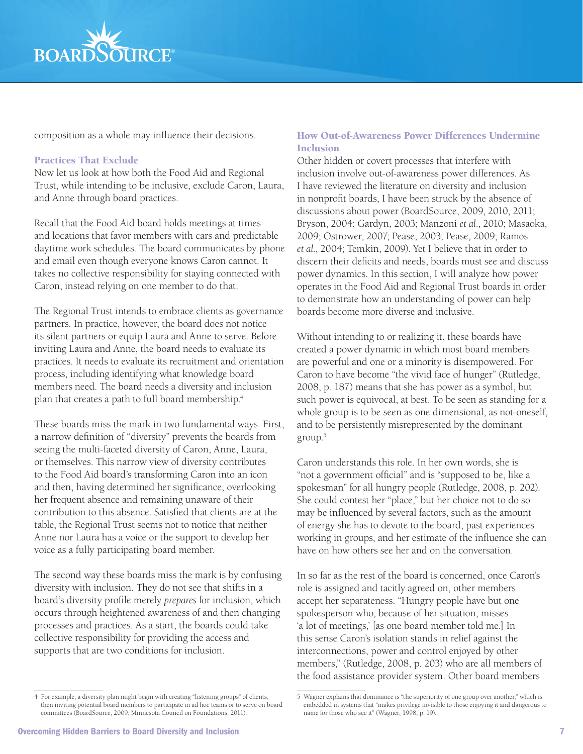composition as a whole may influence their decisions.

### Practices That Exclude

Now let us look at how both the Food Aid and Regional Trust, while intending to be inclusive, exclude Caron, Laura, and Anne through board practices.

Recall that the Food Aid board holds meetings at times and locations that favor members with cars and predictable daytime work schedules. The board communicates by phone and email even though everyone knows Caron cannot. It takes no collective responsibility for staying connected with Caron, instead relying on one member to do that.

The Regional Trust intends to embrace clients as governance partners. In practice, however, the board does not notice its silent partners or equip Laura and Anne to serve. Before inviting Laura and Anne, the board needs to evaluate its practices. It needs to evaluate its recruitment and orientation process, including identifying what knowledge board members need. The board needs a diversity and inclusion plan that creates a path to full board membership.[4]

These boards miss the mark in two fundamental ways. First, a narrow definition of "diversity" prevents the boards from seeing the multi-faceted diversity of Caron, Anne, Laura, or themselves. This narrow view of diversity contributes to the Food Aid board's transforming Caron into an icon and then, having determined her significance, overlooking her frequent absence and remaining unaware of their contribution to this absence. Satisfied that clients are at the table, the Regional Trust seems not to notice that neither Anne nor Laura has a voice or the support to develop her voice as a fully participating board member.

The second way these boards miss the mark is by confusing diversity with inclusion. They do not see that shifts in a board's diversity profile merely *prepares* for inclusion, which occurs through heightened awareness of and then changing processes and practices. As a start, the boards could take collective responsibility for providing the access and supports that are two conditions for inclusion.

### How Out-of-Awareness Power Differences Undermine Inclusion

Other hidden or covert processes that interfere with inclusion involve out-of-awareness power differences. As I have reviewed the literature on diversity and inclusion in nonprofit boards, I have been struck by the absence of discussions about power (BoardSource, 2009, 2010, 2011; Bryson, 2004; Gardyn, 2003; Manzoni *et al*., 2010; Masaoka, 2009; Ostrower, 2007; Pease, 2003; Pease, 2009; Ramos *et al*., 2004; Temkin, 2009). Yet I believe that in order to discern their deficits and needs, boards must see and discuss power dynamics. In this section, I will analyze how power operates in the Food Aid and Regional Trust boards in order to demonstrate how an understanding of power can help boards become more diverse and inclusive.

Without intending to or realizing it, these boards have created a power dynamic in which most board members are powerful and one or a minority is disempowered. For Caron to have become "the vivid face of hunger" (Rutledge, 2008, p. 187) means that she has power as a symbol, but such power is equivocal, at best. To be seen as standing for a whole group is to be seen as one dimensional, as not-oneself, and to be persistently misrepresented by the dominant group.[5]

Caron understands this role. In her own words, she is "not a government official" and is "supposed to be, like a spokesman" for all hungry people (Rutledge, 2008, p. 202). She could contest her "place," but her choice not to do so may be influenced by several factors, such as the amount of energy she has to devote to the board, past experiences working in groups, and her estimate of the influence she can have on how others see her and on the conversation.

In so far as the rest of the board is concerned, once Caron's role is assigned and tacitly agreed on, other members accept her separateness. "Hungry people have but one spokesperson who, because of her situation, misses 'a lot of meetings,' [as one board member told me.] In this sense Caron's isolation stands in relief against the interconnections, power and control enjoyed by other members," (Rutledge, 2008, p. 203) who are all members of the food assistance provider system. Other board members

---

4 For example, a diversity plan might begin with creating "listening groups" of clients, then inviting potential board members to participate in ad hoc teams or to serve on board committees (BoardSource, 2009; Minnesota Council on Foundations, 2011).

5 Wagner explains that dominance is "the superiority of one group over another," which is embedded in systems that "makes privilege invisible to those enjoying it and dangerous to name for those who see it" (Wagner, 1998, p. 19).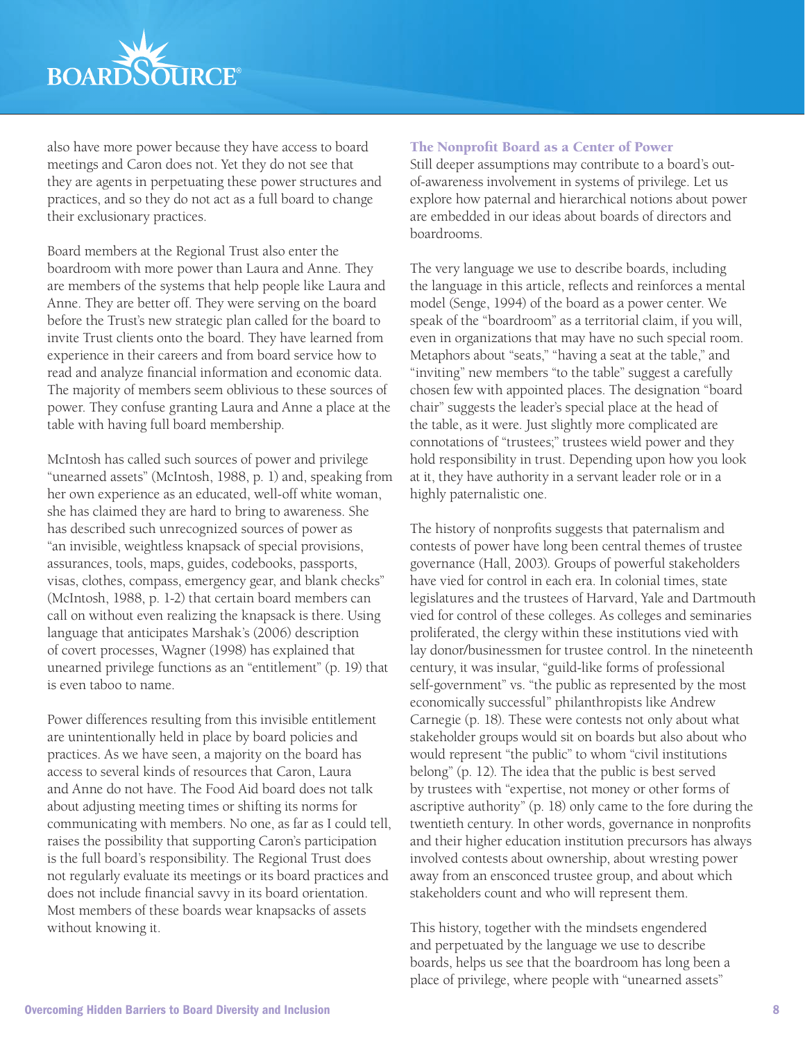also have more power because they have access to board meetings and Caron does not. Yet they do not see that they are agents in perpetuating these power structures and practices, and so they do not act as a full board to change their exclusionary practices.

Board members at the Regional Trust also enter the boardroom with more power than Laura and Anne. They are members of the systems that help people like Laura and Anne. They are better off. They were serving on the board before the Trust's new strategic plan called for the board to invite Trust clients onto the board. They have learned from experience in their careers and from board service how to read and analyze financial information and economic data. The majority of members seem oblivious to these sources of power. They confuse granting Laura and Anne a place at the table with having full board membership.

McIntosh has called such sources of power and privilege "unearned assets" (McIntosh, 1988, p. 1) and, speaking from her own experience as an educated, well-off white woman, she has claimed they are hard to bring to awareness. She has described such unrecognized sources of power as "an invisible, weightless knapsack of special provisions, assurances, tools, maps, guides, codebooks, passports, visas, clothes, compass, emergency gear, and blank checks" (McIntosh, 1988, p. 1-2) that certain board members can call on without even realizing the knapsack is there. Using language that anticipates Marshak's (2006) description of covert processes, Wagner (1998) has explained that unearned privilege functions as an "entitlement" (p. 19) that is even taboo to name.

Power differences resulting from this invisible entitlement are unintentionally held in place by board policies and practices. As we have seen, a majority on the board has access to several kinds of resources that Caron, Laura and Anne do not have. The Food Aid board does not talk about adjusting meeting times or shifting its norms for communicating with members. No one, as far as I could tell, raises the possibility that supporting Caron's participation is the full board's responsibility. The Regional Trust does not regularly evaluate its meetings or its board practices and does not include financial savvy in its board orientation. Most members of these boards wear knapsacks of assets without knowing it.

### The Nonprofit Board as a Center of Power

Still deeper assumptions may contribute to a board's out-of-awareness involvement in systems of privilege. Let us explore how paternal and hierarchical notions about power are embedded in our ideas about boards of directors and boardrooms.

The very language we use to describe boards, including the language in this article, reflects and reinforces a mental model (Senge, 1994) of the board as a power center. We speak of the "boardroom" as a territorial claim, if you will, even in organizations that may have no such special room. Metaphors about "seats," "having a seat at the table," and "inviting" new members "to the table" suggest a carefully chosen few with appointed places. The designation "board chair" suggests the leader's special place at the head of the table, as it were. Just slightly more complicated are connotations of "trustees;" trustees wield power and they hold responsibility in trust. Depending upon how you look at it, they have authority in a servant leader role or in a highly paternalistic one.

The history of nonprofits suggests that paternalism and contests of power have long been central themes of trustee governance (Hall, 2003). Groups of powerful stakeholders have vied for control in each era. In colonial times, state legislatures and the trustees of Harvard, Yale and Dartmouth vied for control of these colleges. As colleges and seminaries proliferated, the clergy within these institutions vied with lay donor/businessmen for trustee control. In the nineteenth century, it was insular, "guild-like forms of professional self-government" vs. "the public as represented by the most economically successful" philanthropists like Andrew Carnegie (p. 18). These were contests not only about what stakeholder groups would sit on boards but also about who would represent "the public" to whom "civil institutions belong" (p. 12). The idea that the public is best served by trustees with "expertise, not money or other forms of ascriptive authority" (p. 18) only came to the fore during the twentieth century. In other words, governance in nonprofits and their higher education institution precursors has always involved contests about ownership, about wresting power away from an ensconced trustee group, and about which stakeholders count and who will represent them.

This history, together with the mindsets engendered and perpetuated by the language we use to describe boards, helps us see that the boardroom has long been a place of privilege, where people with "unearned assets"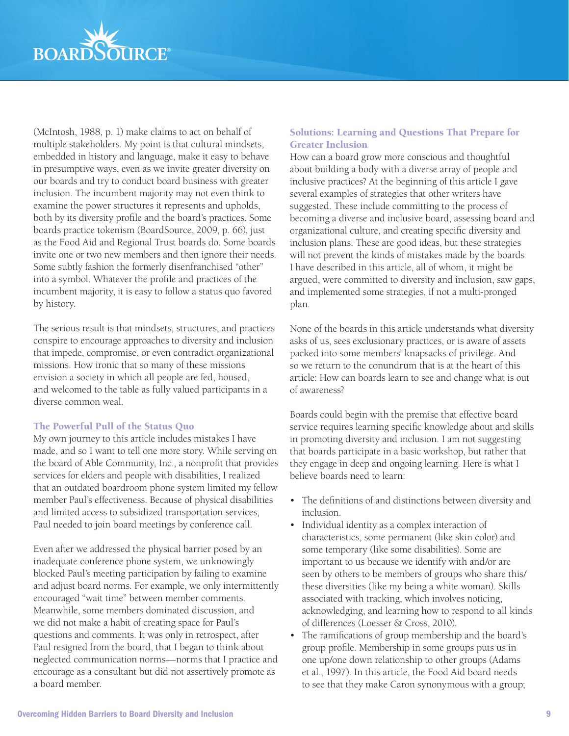(McIntosh, 1988, p. 1) make claims to act on behalf of multiple stakeholders. My point is that cultural mindsets, embedded in history and language, make it easy to behave in presumptive ways, even as we invite greater diversity on our boards and try to conduct board business with greater inclusion. The incumbent majority may not even think to examine the power structures it represents and upholds, both by its diversity profile and the board's practices. Some boards practice tokenism (BoardSource, 2009, p. 66), just as the Food Aid and Regional Trust boards do. Some boards invite one or two new members and then ignore their needs. Some subtly fashion the formerly disenfranchised "other" into a symbol. Whatever the profile and practices of the incumbent majority, it is easy to follow a status quo favored by history.

The serious result is that mindsets, structures, and practices conspire to encourage approaches to diversity and inclusion that impede, compromise, or even contradict organizational missions. How ironic that so many of these missions envision a society in which all people are fed, housed, and welcomed to the table as fully valued participants in a diverse common weal.

### The Powerful Pull of the Status Quo

My own journey to this article includes mistakes I have made, and so I want to tell one more story. While serving on the board of Able Community, Inc., a nonprofit that provides services for elders and people with disabilities, I realized that an outdated boardroom phone system limited my fellow member Paul's effectiveness. Because of physical disabilities and limited access to subsidized transportation services, Paul needed to join board meetings by conference call.

Even after we addressed the physical barrier posed by an inadequate conference phone system, we unknowingly blocked Paul's meeting participation by failing to examine and adjust board norms. For example, we only intermittently encouraged "wait time" between member comments. Meanwhile, some members dominated discussion, and we did not make a habit of creating space for Paul's questions and comments. It was only in retrospect, after Paul resigned from the board, that I began to think about neglected communication norms—norms that I practice and encourage as a consultant but did not assertively promote as a board member.

### Solutions: Learning and Questions That Prepare for Greater Inclusion

How can a board grow more conscious and thoughtful about building a body with a diverse array of people and inclusive practices? At the beginning of this article I gave several examples of strategies that other writers have suggested. These include committing to the process of becoming a diverse and inclusive board, assessing board and organizational culture, and creating specific diversity and inclusion plans. These are good ideas, but these strategies will not prevent the kinds of mistakes made by the boards I have described in this article, all of whom, it might be argued, were committed to diversity and inclusion, saw gaps, and implemented some strategies, if not a multi-pronged plan.

None of the boards in this article understands what diversity asks of us, sees exclusionary practices, or is aware of assets packed into some members' knapsacks of privilege. And so we return to the conundrum that is at the heart of this article: How can boards learn to see and change what is out of awareness?

Boards could begin with the premise that effective board service requires learning specific knowledge about and skills in promoting diversity and inclusion. I am not suggesting that boards participate in a basic workshop, but rather that they engage in deep and ongoing learning. Here is what I believe boards need to learn:

- The definitions of and distinctions between diversity and inclusion.
- Individual identity as a complex interaction of characteristics, some permanent (like skin color) and some temporary (like some disabilities). Some are important to us because we identify with and/or are seen by others to be members of groups who share this/these diversities (like my being a white woman). Skills associated with tracking, which involves noticing, acknowledging, and learning how to respond to all kinds of differences (Loesser & Cross, 2010).
- The ramifications of group membership and the board's group profile. Membership in some groups puts us in one up/one down relationship to other groups (Adams et al., 1997). In this article, the Food Aid board needs to see that they make Caron synonymous with a group;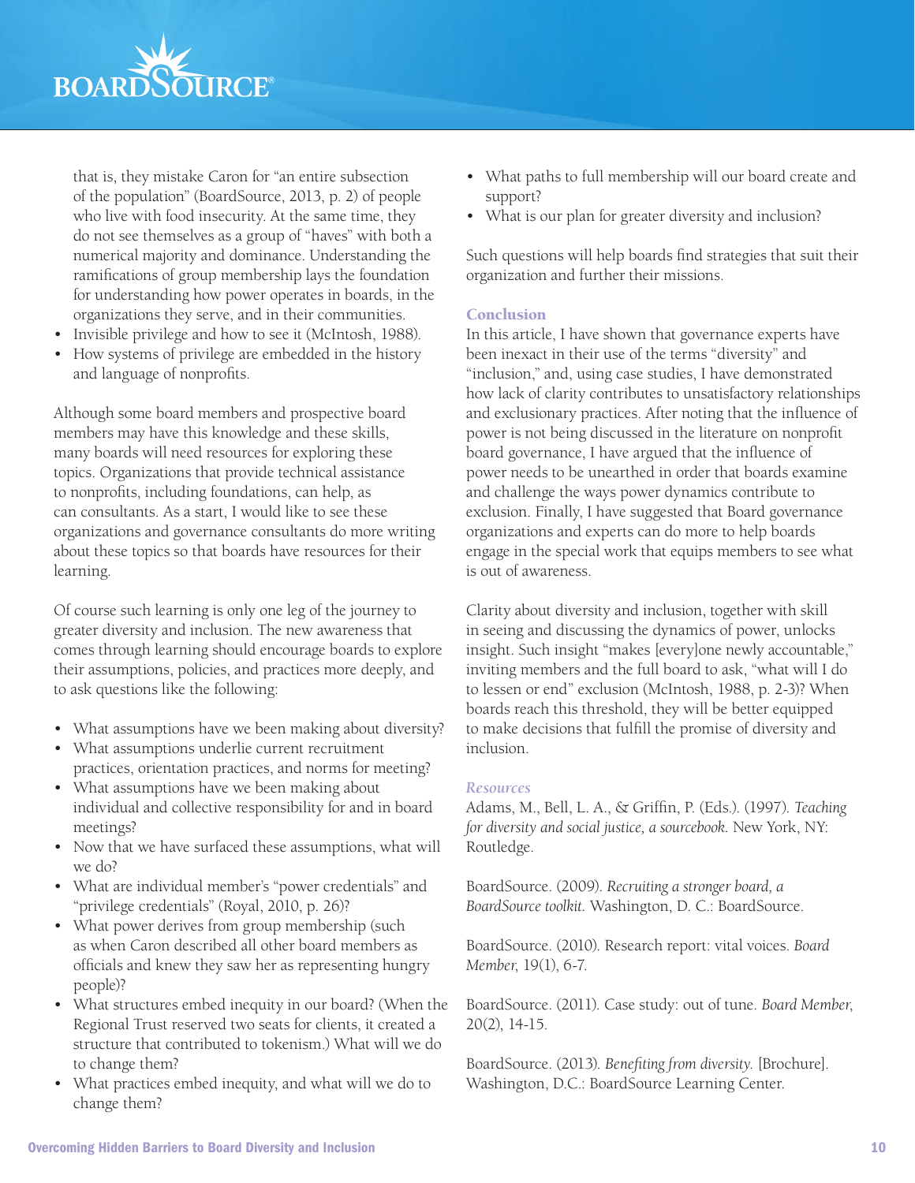that is, they mistake Caron for "an entire subsection of the population" (BoardSource, 2013, p. 2) of people who live with food insecurity. At the same time, they do not see themselves as a group of "haves" with both a numerical majority and dominance. Understanding the ramifications of group membership lays the foundation for understanding how power operates in boards, in the organizations they serve, and in their communities.
- Invisible privilege and how to see it (McIntosh, 1988).
- How systems of privilege are embedded in the history and language of nonprofits.

Although some board members and prospective board members may have this knowledge and these skills, many boards will need resources for exploring these topics. Organizations that provide technical assistance to nonprofits, including foundations, can help, as can consultants. As a start, I would like to see these organizations and governance consultants do more writing about these topics so that boards have resources for their learning.

Of course such learning is only one leg of the journey to greater diversity and inclusion. The new awareness that comes through learning should encourage boards to explore their assumptions, policies, and practices more deeply, and to ask questions like the following:

- What assumptions have we been making about diversity?
- What assumptions underlie current recruitment practices, orientation practices, and norms for meeting?
- What assumptions have we been making about individual and collective responsibility for and in board meetings?
- Now that we have surfaced these assumptions, what will we do?
- What are individual member's "power credentials" and "privilege credentials" (Royal, 2010, p. 26)?
- What power derives from group membership (such as when Caron described all other board members as officials and knew they saw her as representing hungry people)?
- What structures embed inequity in our board? (When the Regional Trust reserved two seats for clients, it created a structure that contributed to tokenism.) What will we do to change them?
- What practices embed inequity, and what will we do to change them?
- What paths to full membership will our board create and support?
- What is our plan for greater diversity and inclusion?

Such questions will help boards find strategies that suit their organization and further their missions.

## Conclusion

In this article, I have shown that governance experts have been inexact in their use of the terms "diversity" and "inclusion," and, using case studies, I have demonstrated how lack of clarity contributes to unsatisfactory relationships and exclusionary practices. After noting that the influence of power is not being discussed in the literature on nonprofit board governance, I have argued that the influence of power needs to be unearthed in order that boards examine and challenge the ways power dynamics contribute to exclusion. Finally, I have suggested that Board governance organizations and experts can do more to help boards engage in the special work that equips members to see what is out of awareness.

Clarity about diversity and inclusion, together with skill in seeing and discussing the dynamics of power, unlocks insight. Such insight "makes [every]one newly accountable," inviting members and the full board to ask, "what will I do to lessen or end" exclusion (McIntosh, 1988, p. 2-3)? When boards reach this threshold, they will be better equipped to make decisions that fulfill the promise of diversity and inclusion.

### *Resources*

Adams, M., Bell, L. A., & Griffin, P. (Eds.). (1997). *Teaching for diversity and social justice, a sourcebook.* New York, NY: Routledge.

BoardSource. (2009). *Recruiting a stronger board, a BoardSource toolkit.* Washington, D. C.: BoardSource.

BoardSource. (2010). Research report: vital voices. *Board Member,* 19(1), 6-7.

BoardSource. (2011). Case study: out of tune. *Board Member,* 20(2), 14-15.

BoardSource. (2013). *Benefiting from diversity.* [Brochure]. Washington, D.C.: BoardSource Learning Center.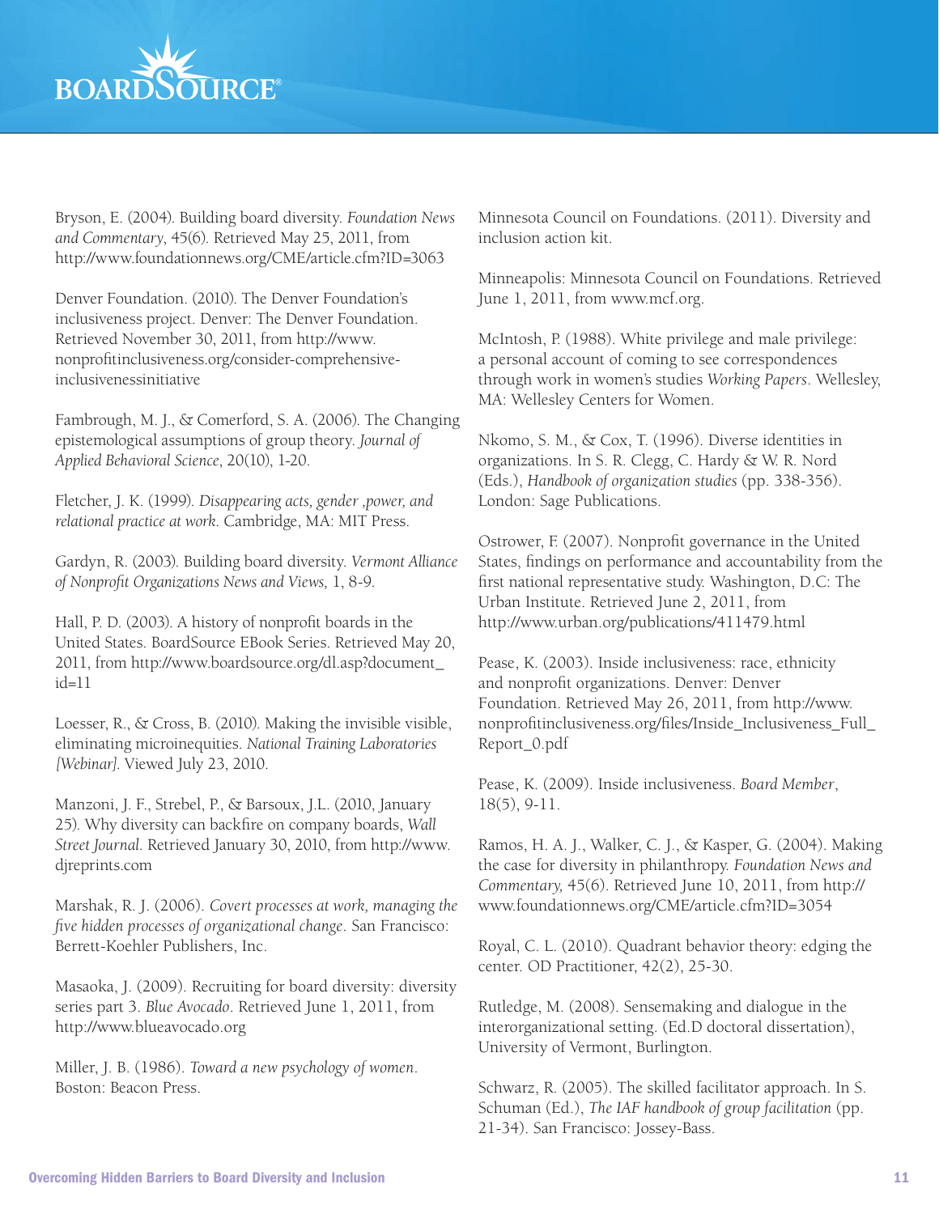Bryson, E. (2004). Building board diversity. *Foundation News and Commentary*, 45(6). Retrieved May 25, 2011, from http://www.foundationnews.org/CME/article.cfm?ID=3063

Denver Foundation. (2010). The Denver Foundation's inclusiveness project. Denver: The Denver Foundation. Retrieved November 30, 2011, from http://www.nonprofitinclusiveness.org/consider-comprehensive-inclusivenessinitiative

Fambrough, M. J., & Comerford, S. A. (2006). The Changing epistemological assumptions of group theory. *Journal of Applied Behavioral Science*, 20(10), 1-20.

Fletcher, J. K. (1999). *Disappearing acts, gender ,power, and relational practice at work*. Cambridge, MA: MIT Press.

Gardyn, R. (2003). Building board diversity. *Vermont Alliance of Nonprofit Organizations News and Views,* 1, 8-9.

Hall, P. D. (2003). A history of nonprofit boards in the United States. BoardSource EBook Series. Retrieved May 20, 2011, from http://www.boardsource.org/dl.asp?document_id=11

Loesser, R., & Cross, B. (2010). Making the invisible visible, eliminating microinequities. *National Training Laboratories [Webinar]*. Viewed July 23, 2010.

Manzoni, J. F., Strebel, P., & Barsoux, J.L. (2010, January 25). Why diversity can backfire on company boards, *Wall Street Journal*. Retrieved January 30, 2010, from http://www.djreprints.com

Marshak, R. J. (2006). *Covert processes at work, managing the five hidden processes of organizational change*. San Francisco: Berrett-Koehler Publishers, Inc.

Masaoka, J. (2009). Recruiting for board diversity: diversity series part 3. *Blue Avocado*. Retrieved June 1, 2011, from http://www.blueavocado.org

Miller, J. B. (1986). *Toward a new psychology of women*. Boston: Beacon Press.

Minnesota Council on Foundations. (2011). Diversity and inclusion action kit.

Minneapolis: Minnesota Council on Foundations. Retrieved June 1, 2011, from www.mcf.org.

McIntosh, P. (1988). White privilege and male privilege: a personal account of coming to see correspondences through work in women's studies *Working Papers*. Wellesley, MA: Wellesley Centers for Women.

Nkomo, S. M., & Cox, T. (1996). Diverse identities in organizations. In S. R. Clegg, C. Hardy & W. R. Nord (Eds.), *Handbook of organization studies* (pp. 338-356). London: Sage Publications.

Ostrower, F. (2007). Nonprofit governance in the United States, findings on performance and accountability from the first national representative study. Washington, D.C: The Urban Institute. Retrieved June 2, 2011, from http://www.urban.org/publications/411479.html

Pease, K. (2003). Inside inclusiveness: race, ethnicity and nonprofit organizations. Denver: Denver Foundation. Retrieved May 26, 2011, from http://www.nonprofitinclusiveness.org/files/Inside_Inclusiveness_Full_Report_0.pdf

Pease, K. (2009). Inside inclusiveness. *Board Member*, 18(5), 9-11.

Ramos, H. A. J., Walker, C. J., & Kasper, G. (2004). Making the case for diversity in philanthropy. *Foundation News and Commentary,* 45(6). Retrieved June 10, 2011, from http://www.foundationnews.org/CME/article.cfm?ID=3054

Royal, C. L. (2010). Quadrant behavior theory: edging the center. OD Practitioner, 42(2), 25-30.

Rutledge, M. (2008). Sensemaking and dialogue in the interorganizational setting. (Ed.D doctoral dissertation), University of Vermont, Burlington.

Schwarz, R. (2005). The skilled facilitator approach. In S. Schuman (Ed.), *The IAF handbook of group facilitation* (pp. 21-34). San Francisco: Jossey-Bass.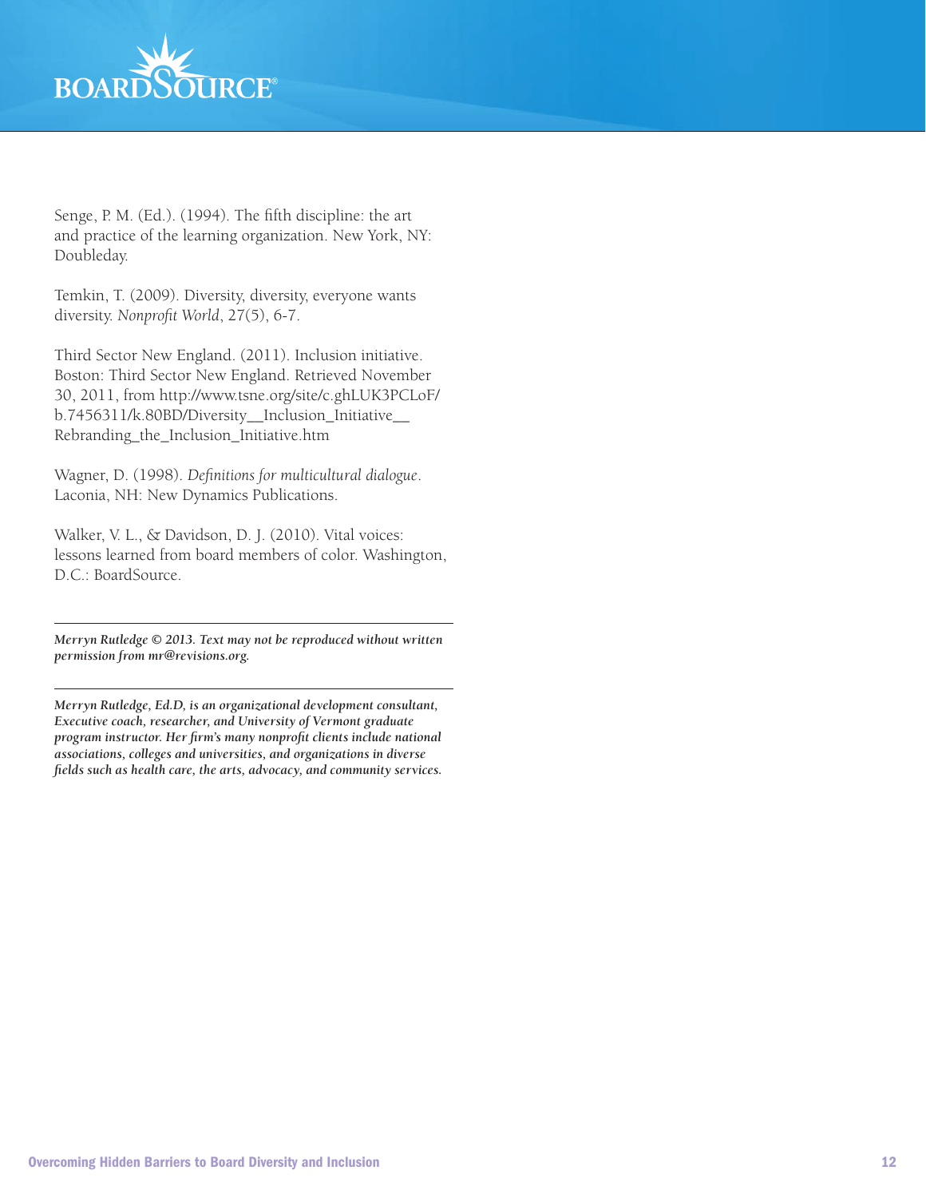Senge, P. M. (Ed.). (1994). The fifth discipline: the art and practice of the learning organization. New York, NY: Doubleday.

Temkin, T. (2009). Diversity, diversity, everyone wants diversity. *Nonprofit World*, 27(5), 6-7.

Third Sector New England. (2011). Inclusion initiative. Boston: Third Sector New England. Retrieved November 30, 2011, from http://www.tsne.org/site/c.ghLUK3PCLoF/b.7456311/k.80BD/Diversity__Inclusion_Initiative__Rebranding_the_Inclusion_Initiative.htm

Wagner, D. (1998). *Definitions for multicultural dialogue*. Laconia, NH: New Dynamics Publications.

Walker, V. L., & Davidson, D. J. (2010). Vital voices: lessons learned from board members of color. Washington, D.C.: BoardSource.

---

***Merryn Rutledge © 2013. Text may not be reproduced without written permission from mr@revisions.org.***

---

***Merryn Rutledge, Ed.D, is an organizational development consultant, Executive coach, researcher, and University of Vermont graduate program instructor. Her firm's many nonprofit clients include national associations, colleges and universities, and organizations in diverse fields such as health care, the arts, advocacy, and community services.***